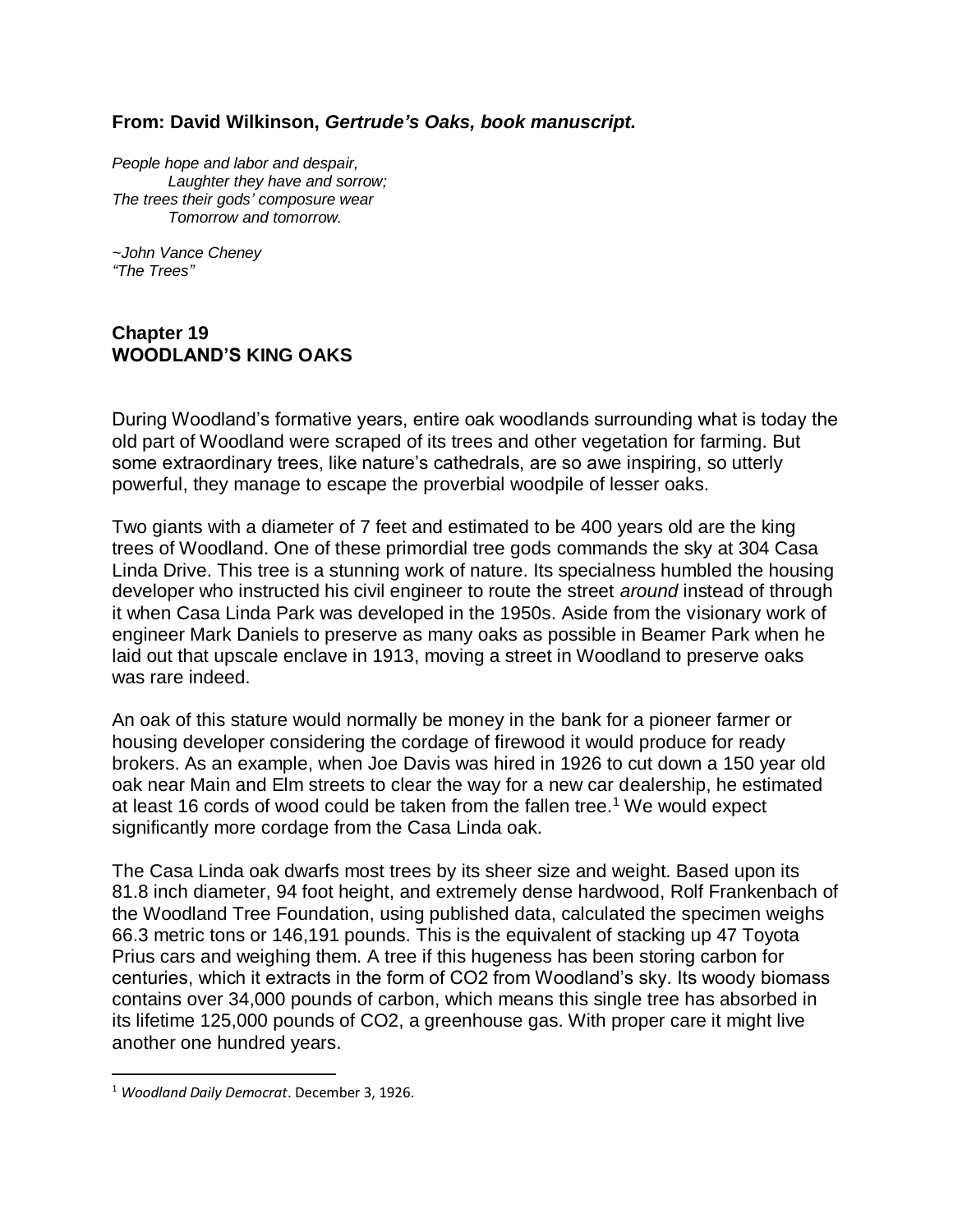**From: David Wilkinson, *Gertrude's Oaks, book manuscript.***

*People hope and labor and despair,*
*Laughter they have and sorrow;*
*The trees their gods' composure wear*
*Tomorrow and tomorrow.*

*~John Vance Cheney*
*"The Trees"*

## Chapter 19
## WOODLAND'S KING OAKS

During Woodland's formative years, entire oak woodlands surrounding what is today the old part of Woodland were scraped of its trees and other vegetation for farming. But some extraordinary trees, like nature's cathedrals, are so awe inspiring, so utterly powerful, they manage to escape the proverbial woodpile of lesser oaks.

Two giants with a diameter of 7 feet and estimated to be 400 years old are the king trees of Woodland. One of these primordial tree gods commands the sky at 304 Casa Linda Drive. This tree is a stunning work of nature. Its specialness humbled the housing developer who instructed his civil engineer to route the street *around* instead of through it when Casa Linda Park was developed in the 1950s. Aside from the visionary work of engineer Mark Daniels to preserve as many oaks as possible in Beamer Park when he laid out that upscale enclave in 1913, moving a street in Woodland to preserve oaks was rare indeed.

An oak of this stature would normally be money in the bank for a pioneer farmer or housing developer considering the cordage of firewood it would produce for ready brokers. As an example, when Joe Davis was hired in 1926 to cut down a 150 year old oak near Main and Elm streets to clear the way for a new car dealership, he estimated at least 16 cords of wood could be taken from the fallen tree.[1] We would expect significantly more cordage from the Casa Linda oak.

The Casa Linda oak dwarfs most trees by its sheer size and weight. Based upon its 81.8 inch diameter, 94 foot height, and extremely dense hardwood, Rolf Frankenbach of the Woodland Tree Foundation, using published data, calculated the specimen weighs 66.3 metric tons or 146,191 pounds. This is the equivalent of stacking up 47 Toyota Prius cars and weighing them. A tree if this hugeness has been storing carbon for centuries, which it extracts in the form of $CO_2$ from Woodland's sky. Its woody biomass contains over 34,000 pounds of carbon, which means this single tree has absorbed in its lifetime 125,000 pounds of $CO_2$, a greenhouse gas. With proper care it might live another one hundred years.

[1] *Woodland Daily Democrat*. December 3, 1926.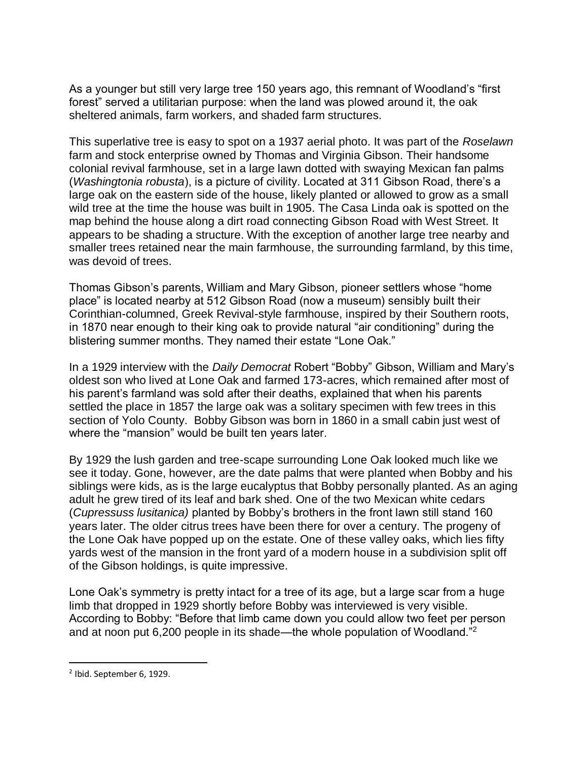As a younger but still very large tree 150 years ago, this remnant of Woodland's "first forest" served a utilitarian purpose: when the land was plowed around it, the oak sheltered animals, farm workers, and shaded farm structures.

This superlative tree is easy to spot on a 1937 aerial photo. It was part of the *Roselawn* farm and stock enterprise owned by Thomas and Virginia Gibson. Their handsome colonial revival farmhouse, set in a large lawn dotted with swaying Mexican fan palms (*Washingtonia robusta*), is a picture of civility. Located at 311 Gibson Road, there's a large oak on the eastern side of the house, likely planted or allowed to grow as a small wild tree at the time the house was built in 1905. The Casa Linda oak is spotted on the map behind the house along a dirt road connecting Gibson Road with West Street. It appears to be shading a structure. With the exception of another large tree nearby and smaller trees retained near the main farmhouse, the surrounding farmland, by this time, was devoid of trees.

Thomas Gibson's parents, William and Mary Gibson, pioneer settlers whose "home place" is located nearby at 512 Gibson Road (now a museum) sensibly built their Corinthian-columned, Greek Revival-style farmhouse, inspired by their Southern roots, in 1870 near enough to their king oak to provide natural "air conditioning" during the blistering summer months. They named their estate "Lone Oak."

In a 1929 interview with the *Daily Democrat* Robert "Bobby" Gibson, William and Mary's oldest son who lived at Lone Oak and farmed 173-acres, which remained after most of his parent's farmland was sold after their deaths, explained that when his parents settled the place in 1857 the large oak was a solitary specimen with few trees in this section of Yolo County. Bobby Gibson was born in 1860 in a small cabin just west of where the "mansion" would be built ten years later.

By 1929 the lush garden and tree-scape surrounding Lone Oak looked much like we see it today. Gone, however, are the date palms that were planted when Bobby and his siblings were kids, as is the large eucalyptus that Bobby personally planted. As an aging adult he grew tired of its leaf and bark shed. One of the two Mexican white cedars (*Cupressuss lusitanica)* planted by Bobby's brothers in the front lawn still stand 160 years later. The older citrus trees have been there for over a century. The progeny of the Lone Oak have popped up on the estate. One of these valley oaks, which lies fifty yards west of the mansion in the front yard of a modern house in a subdivision split off of the Gibson holdings, is quite impressive.

Lone Oak's symmetry is pretty intact for a tree of its age, but a large scar from a huge limb that dropped in 1929 shortly before Bobby was interviewed is very visible. According to Bobby: "Before that limb came down you could allow two feet per person and at noon put 6,200 people in its shade—the whole population of Woodland."[2]

[2] Ibid. September 6, 1929.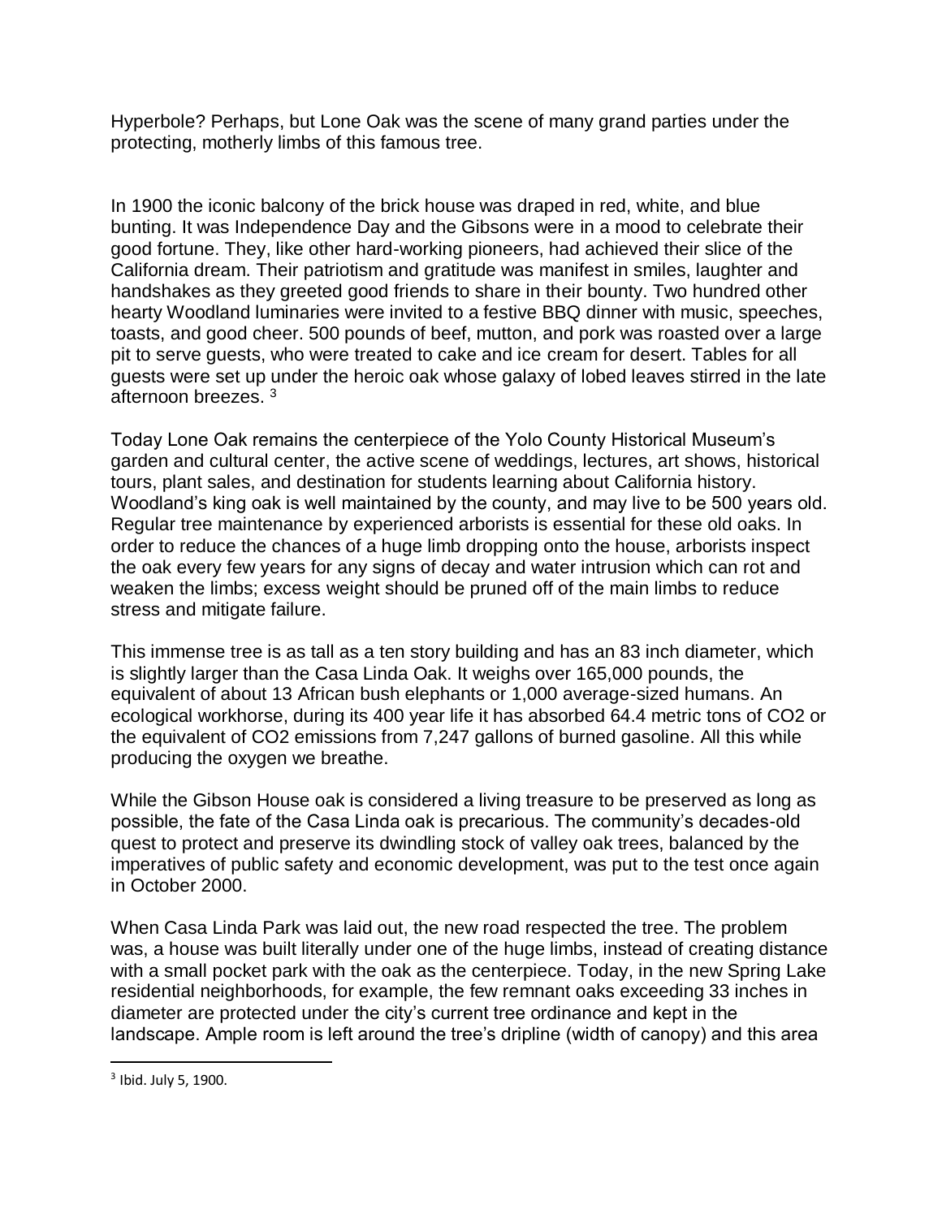Hyperbole? Perhaps, but Lone Oak was the scene of many grand parties under the protecting, motherly limbs of this famous tree.

In 1900 the iconic balcony of the brick house was draped in red, white, and blue bunting. It was Independence Day and the Gibsons were in a mood to celebrate their good fortune. They, like other hard-working pioneers, had achieved their slice of the California dream. Their patriotism and gratitude was manifest in smiles, laughter and handshakes as they greeted good friends to share in their bounty. Two hundred other hearty Woodland luminaries were invited to a festive BBQ dinner with music, speeches, toasts, and good cheer. 500 pounds of beef, mutton, and pork was roasted over a large pit to serve guests, who were treated to cake and ice cream for desert. Tables for all guests were set up under the heroic oak whose galaxy of lobed leaves stirred in the late afternoon breezes. [3]

Today Lone Oak remains the centerpiece of the Yolo County Historical Museum's garden and cultural center, the active scene of weddings, lectures, art shows, historical tours, plant sales, and destination for students learning about California history. Woodland's king oak is well maintained by the county, and may live to be 500 years old. Regular tree maintenance by experienced arborists is essential for these old oaks. In order to reduce the chances of a huge limb dropping onto the house, arborists inspect the oak every few years for any signs of decay and water intrusion which can rot and weaken the limbs; excess weight should be pruned off of the main limbs to reduce stress and mitigate failure.

This immense tree is as tall as a ten story building and has an 83 inch diameter, which is slightly larger than the Casa Linda Oak. It weighs over 165,000 pounds, the equivalent of about 13 African bush elephants or 1,000 average-sized humans. An ecological workhorse, during its 400 year life it has absorbed 64.4 metric tons of $CO_2$ or the equivalent of $CO_2$ emissions from 7,247 gallons of burned gasoline. All this while producing the oxygen we breathe.

While the Gibson House oak is considered a living treasure to be preserved as long as possible, the fate of the Casa Linda oak is precarious. The community's decades-old quest to protect and preserve its dwindling stock of valley oak trees, balanced by the imperatives of public safety and economic development, was put to the test once again in October 2000.

When Casa Linda Park was laid out, the new road respected the tree. The problem was, a house was built literally under one of the huge limbs, instead of creating distance with a small pocket park with the oak as the centerpiece. Today, in the new Spring Lake residential neighborhoods, for example, the few remnant oaks exceeding 33 inches in diameter are protected under the city's current tree ordinance and kept in the landscape. Ample room is left around the tree's dripline (width of canopy) and this area

[3] Ibid. July 5, 1900.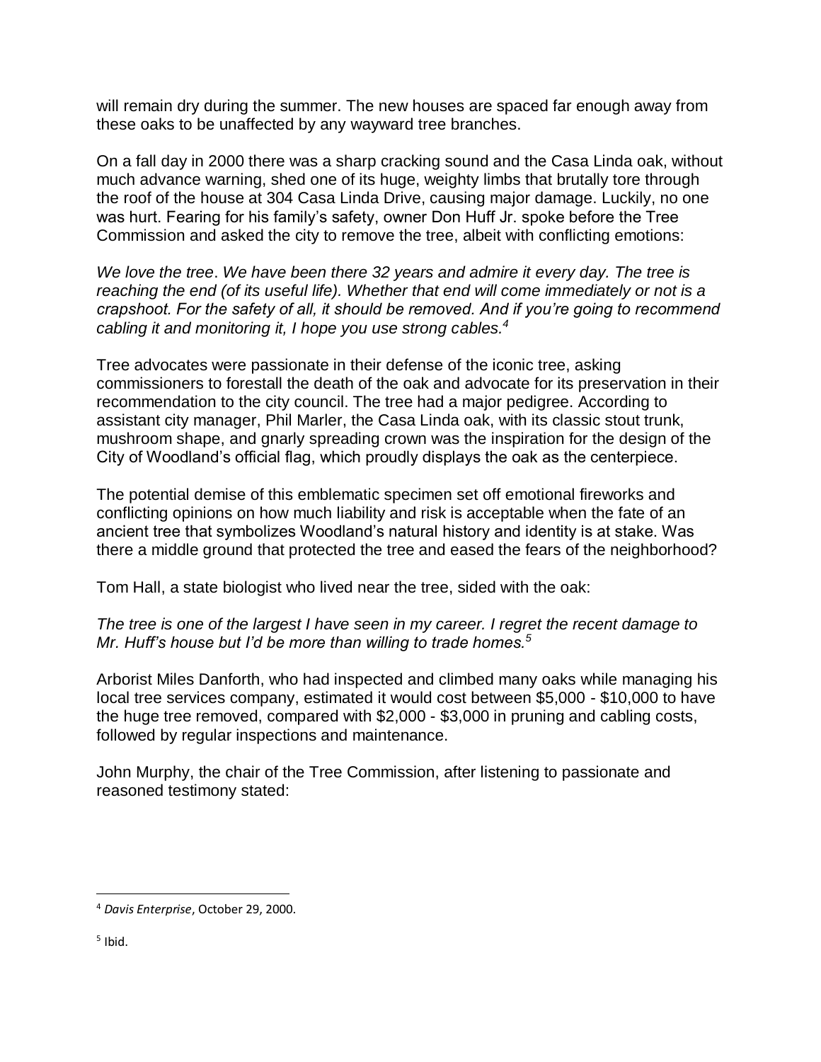will remain dry during the summer. The new houses are spaced far enough away from these oaks to be unaffected by any wayward tree branches.

On a fall day in 2000 there was a sharp cracking sound and the Casa Linda oak, without much advance warning, shed one of its huge, weighty limbs that brutally tore through the roof of the house at 304 Casa Linda Drive, causing major damage. Luckily, no one was hurt. Fearing for his family's safety, owner Don Huff Jr. spoke before the Tree Commission and asked the city to remove the tree, albeit with conflicting emotions:

*We love the tree. We have been there 32 years and admire it every day. The tree is reaching the end (of its useful life). Whether that end will come immediately or not is a crapshoot. For the safety of all, it should be removed. And if you're going to recommend cabling it and monitoring it, I hope you use strong cables.*[4]

Tree advocates were passionate in their defense of the iconic tree, asking commissioners to forestall the death of the oak and advocate for its preservation in their recommendation to the city council. The tree had a major pedigree. According to assistant city manager, Phil Marler, the Casa Linda oak, with its classic stout trunk, mushroom shape, and gnarly spreading crown was the inspiration for the design of the City of Woodland's official flag, which proudly displays the oak as the centerpiece.

The potential demise of this emblematic specimen set off emotional fireworks and conflicting opinions on how much liability and risk is acceptable when the fate of an ancient tree that symbolizes Woodland's natural history and identity is at stake. Was there a middle ground that protected the tree and eased the fears of the neighborhood?

Tom Hall, a state biologist who lived near the tree, sided with the oak:

*The tree is one of the largest I have seen in my career. I regret the recent damage to Mr. Huff's house but I'd be more than willing to trade homes.*[5]

Arborist Miles Danforth, who had inspected and climbed many oaks while managing his local tree services company, estimated it would cost between $5,000 - $10,000 to have the huge tree removed, compared with $2,000 - $3,000 in pruning and cabling costs, followed by regular inspections and maintenance.

John Murphy, the chair of the Tree Commission, after listening to passionate and reasoned testimony stated:

---

[4] *Davis Enterprise*, October 29, 2000.

[5] Ibid.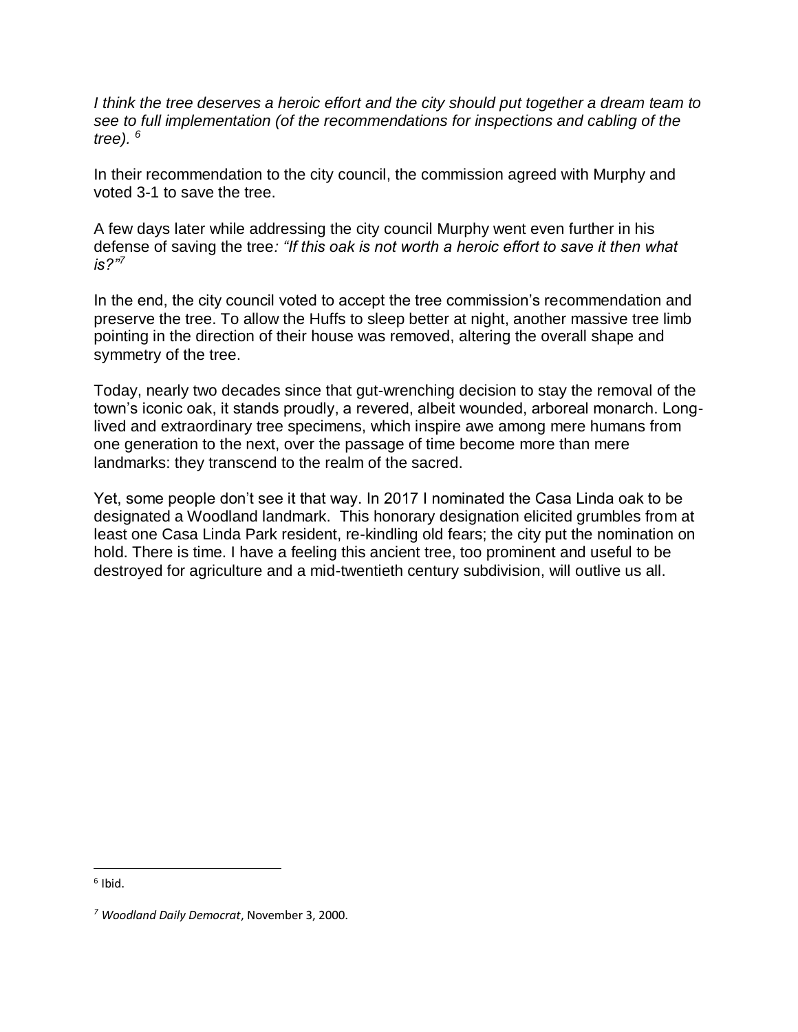*I think the tree deserves a heroic effort and the city should put together a dream team to see to full implementation (of the recommendations for inspections and cabling of the tree).* [6]

In their recommendation to the city council, the commission agreed with Murphy and voted 3-1 to save the tree.

A few days later while addressing the city council Murphy went even further in his defense of saving the tree*: "If this oak is not worth a heroic effort to save it then what is?"*[7]

In the end, the city council voted to accept the tree commission's recommendation and preserve the tree. To allow the Huffs to sleep better at night, another massive tree limb pointing in the direction of their house was removed, altering the overall shape and symmetry of the tree.

Today, nearly two decades since that gut-wrenching decision to stay the removal of the town's iconic oak, it stands proudly, a revered, albeit wounded, arboreal monarch. Long-lived and extraordinary tree specimens, which inspire awe among mere humans from one generation to the next, over the passage of time become more than mere landmarks: they transcend to the realm of the sacred.

Yet, some people don't see it that way. In 2017 I nominated the Casa Linda oak to be designated a Woodland landmark. This honorary designation elicited grumbles from at least one Casa Linda Park resident, re-kindling old fears; the city put the nomination on hold. There is time. I have a feeling this ancient tree, too prominent and useful to be destroyed for agriculture and a mid-twentieth century subdivision, will outlive us all.

---

[6] Ibid.

[7] *Woodland Daily Democrat*, November 3, 2000.